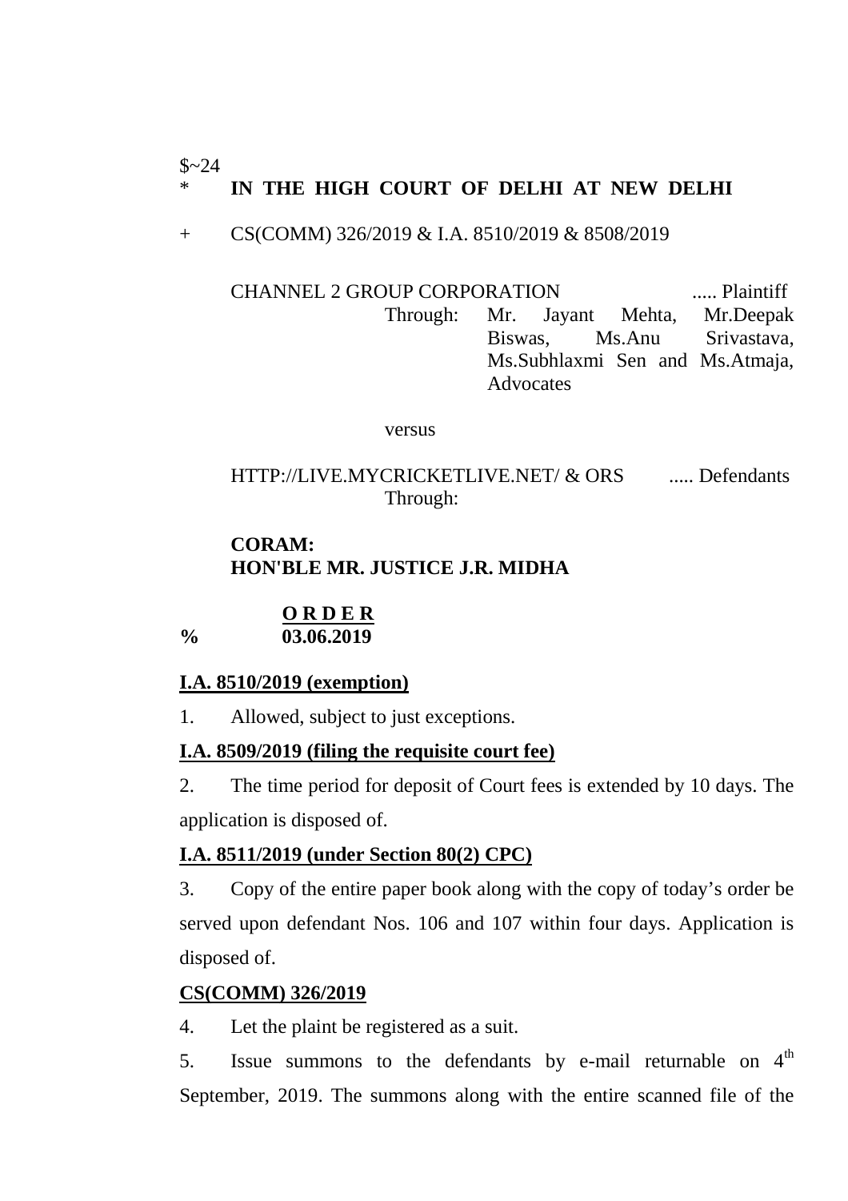$~24

\* **IN THE HIGH COURT OF DELHI AT NEW DELHI**

\+ CS(COMM) 326/2019 & I.A. 8510/2019 & 8508/2019

CHANNEL 2 GROUP CORPORATION ..... Plaintiff

Through: Mr. Jayant Mehta, Mr.Deepak Biswas, Ms.Anu Srivastava, Ms.Subhlaxmi Sen and Ms.Atmaja, Advocates

versus

HTTP://LIVE.MYCRICKETLIVE.NET/ & ORS ..... Defendants

Through:

**CORAM:**
**HON'BLE MR. JUSTICE J.R. MIDHA**

**O R D E R**

% **03.06.2019**

**I.A. 8510/2019 (exemption)**

1. Allowed, subject to just exceptions.

**I.A. 8509/2019 (filing the requisite court fee)**

2. The time period for deposit of Court fees is extended by 10 days. The application is disposed of.

**I.A. 8511/2019 (under Section 80(2) CPC)**

3. Copy of the entire paper book along with the copy of today's order be served upon defendant Nos. 106 and 107 within four days. Application is disposed of.

**CS(COMM) 326/2019**

4. Let the plaint be registered as a suit.

5. Issue summons to the defendants by e-mail returnable on 4th September, 2019. The summons along with the entire scanned file of the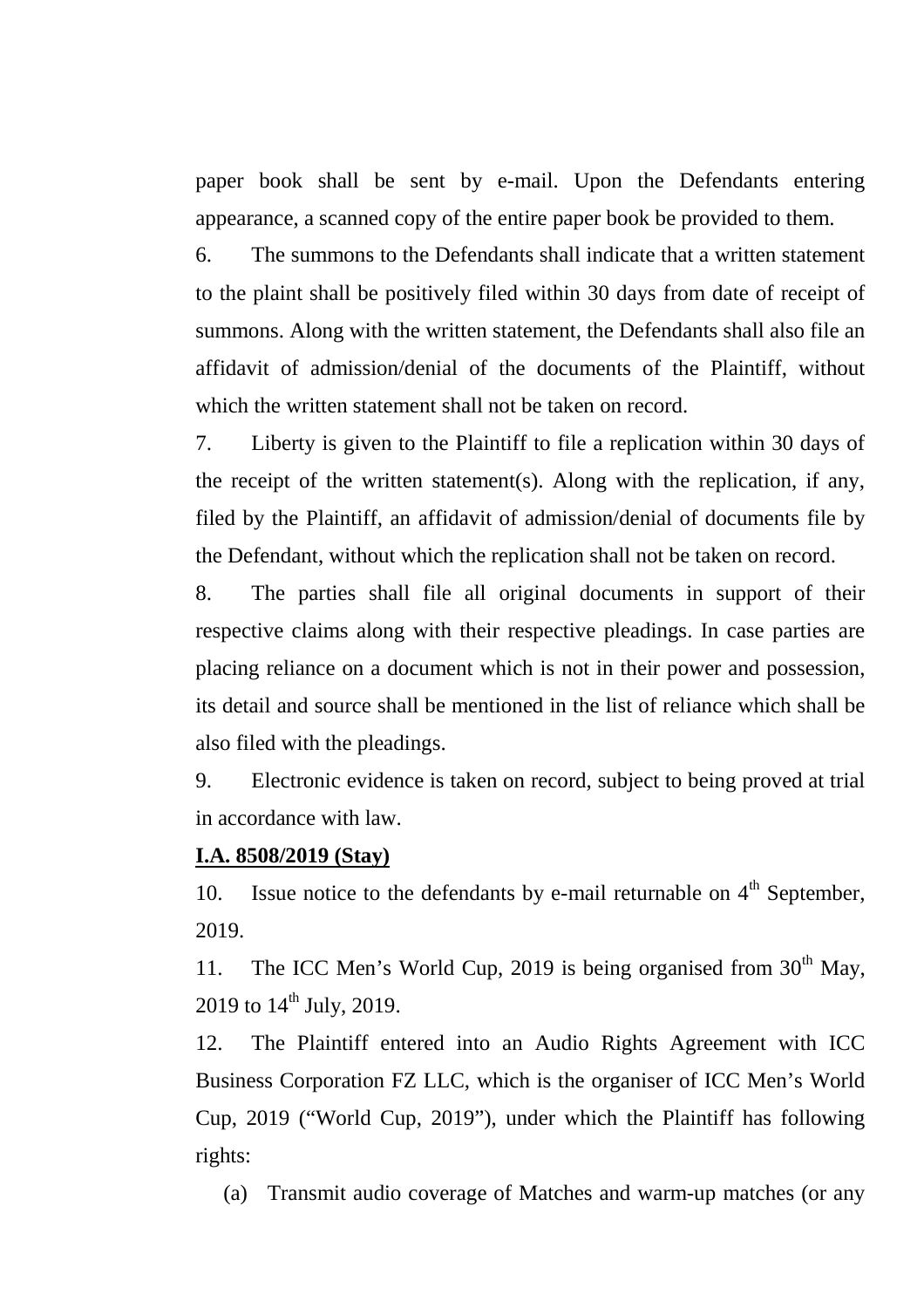paper book shall be sent by e-mail. Upon the Defendants entering appearance, a scanned copy of the entire paper book be provided to them.

6. The summons to the Defendants shall indicate that a written statement to the plaint shall be positively filed within 30 days from date of receipt of summons. Along with the written statement, the Defendants shall also file an affidavit of admission/denial of the documents of the Plaintiff, without which the written statement shall not be taken on record.

7. Liberty is given to the Plaintiff to file a replication within 30 days of the receipt of the written statement(s). Along with the replication, if any, filed by the Plaintiff, an affidavit of admission/denial of documents file by the Defendant, without which the replication shall not be taken on record.

8. The parties shall file all original documents in support of their respective claims along with their respective pleadings. In case parties are placing reliance on a document which is not in their power and possession, its detail and source shall be mentioned in the list of reliance which shall be also filed with the pleadings.

9. Electronic evidence is taken on record, subject to being proved at trial in accordance with law.

**I.A. 8508/2019 (Stay)**

10. Issue notice to the defendants by e-mail returnable on 4th September, 2019.

11. The ICC Men's World Cup, 2019 is being organised from 30th May, 2019 to 14th July, 2019.

12. The Plaintiff entered into an Audio Rights Agreement with ICC Business Corporation FZ LLC, which is the organiser of ICC Men's World Cup, 2019 ("World Cup, 2019"), under which the Plaintiff has following rights:

(a) Transmit audio coverage of Matches and warm-up matches (or any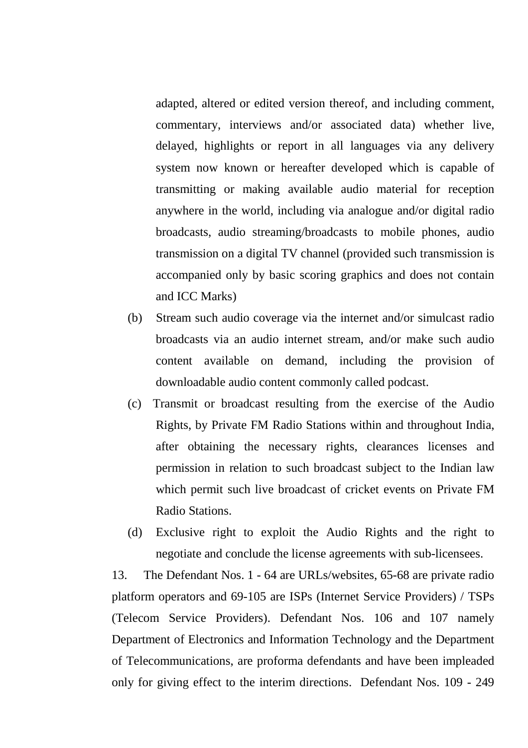adapted, altered or edited version thereof, and including comment, commentary, interviews and/or associated data) whether live, delayed, highlights or report in all languages via any delivery system now known or hereafter developed which is capable of transmitting or making available audio material for reception anywhere in the world, including via analogue and/or digital radio broadcasts, audio streaming/broadcasts to mobile phones, audio transmission on a digital TV channel (provided such transmission is accompanied only by basic scoring graphics and does not contain and ICC Marks)

(b) Stream such audio coverage via the internet and/or simulcast radio broadcasts via an audio internet stream, and/or make such audio content available on demand, including the provision of downloadable audio content commonly called podcast.

(c) Transmit or broadcast resulting from the exercise of the Audio Rights, by Private FM Radio Stations within and throughout India, after obtaining the necessary rights, clearances licenses and permission in relation to such broadcast subject to the Indian law which permit such live broadcast of cricket events on Private FM Radio Stations.

(d) Exclusive right to exploit the Audio Rights and the right to negotiate and conclude the license agreements with sub-licensees.

13. The Defendant Nos. 1 - 64 are URLs/websites, 65-68 are private radio platform operators and 69-105 are ISPs (Internet Service Providers) / TSPs (Telecom Service Providers). Defendant Nos. 106 and 107 namely Department of Electronics and Information Technology and the Department of Telecommunications, are proforma defendants and have been impleaded only for giving effect to the interim directions. Defendant Nos. 109 - 249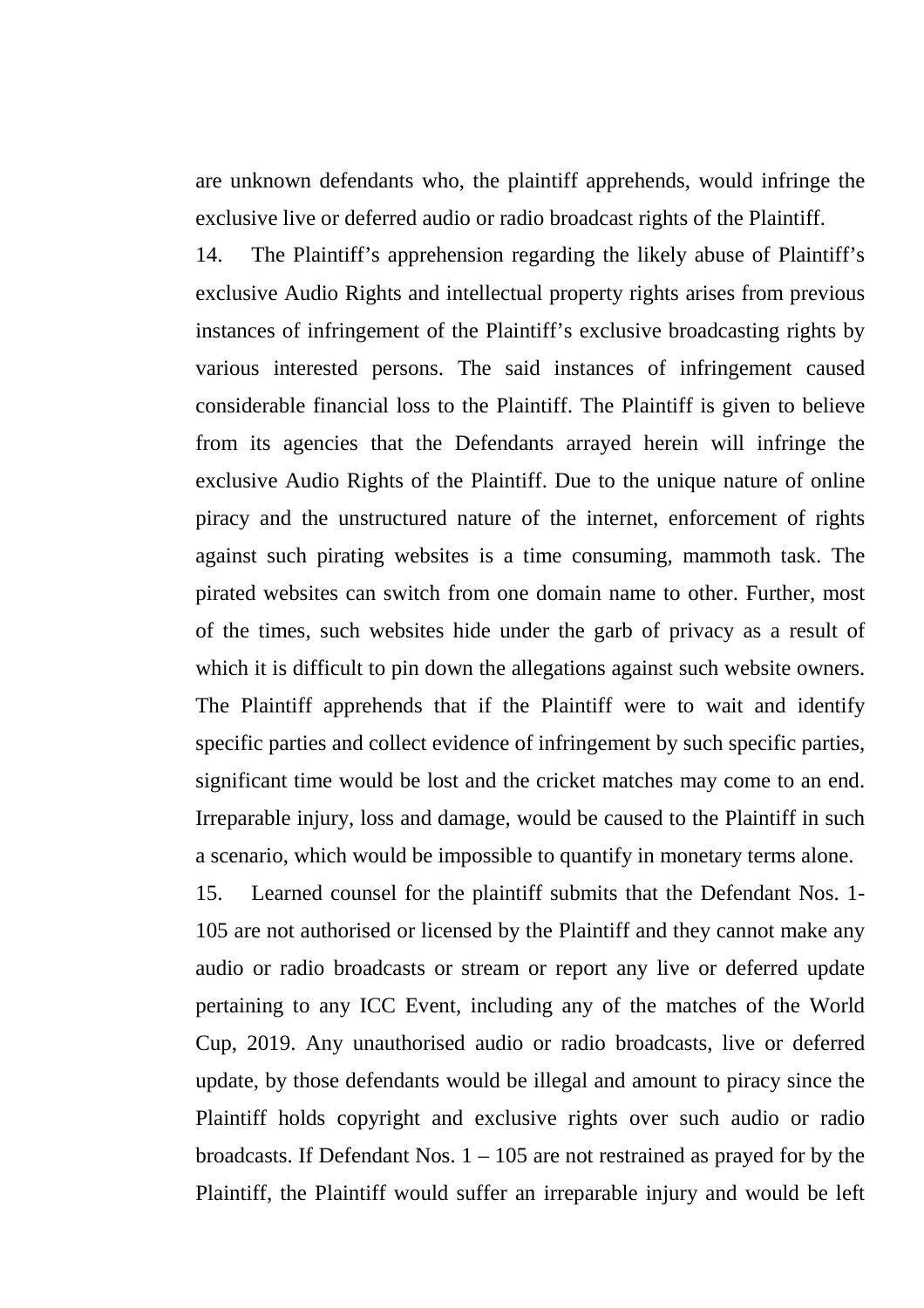are unknown defendants who, the plaintiff apprehends, would infringe the exclusive live or deferred audio or radio broadcast rights of the Plaintiff.

14. The Plaintiff's apprehension regarding the likely abuse of Plaintiff's exclusive Audio Rights and intellectual property rights arises from previous instances of infringement of the Plaintiff's exclusive broadcasting rights by various interested persons. The said instances of infringement caused considerable financial loss to the Plaintiff. The Plaintiff is given to believe from its agencies that the Defendants arrayed herein will infringe the exclusive Audio Rights of the Plaintiff. Due to the unique nature of online piracy and the unstructured nature of the internet, enforcement of rights against such pirating websites is a time consuming, mammoth task. The pirated websites can switch from one domain name to other. Further, most of the times, such websites hide under the garb of privacy as a result of which it is difficult to pin down the allegations against such website owners. The Plaintiff apprehends that if the Plaintiff were to wait and identify specific parties and collect evidence of infringement by such specific parties, significant time would be lost and the cricket matches may come to an end. Irreparable injury, loss and damage, would be caused to the Plaintiff in such a scenario, which would be impossible to quantify in monetary terms alone.

15. Learned counsel for the plaintiff submits that the Defendant Nos. 1-105 are not authorised or licensed by the Plaintiff and they cannot make any audio or radio broadcasts or stream or report any live or deferred update pertaining to any ICC Event, including any of the matches of the World Cup, 2019. Any unauthorised audio or radio broadcasts, live or deferred update, by those defendants would be illegal and amount to piracy since the Plaintiff holds copyright and exclusive rights over such audio or radio broadcasts. If Defendant Nos. 1 – 105 are not restrained as prayed for by the Plaintiff, the Plaintiff would suffer an irreparable injury and would be left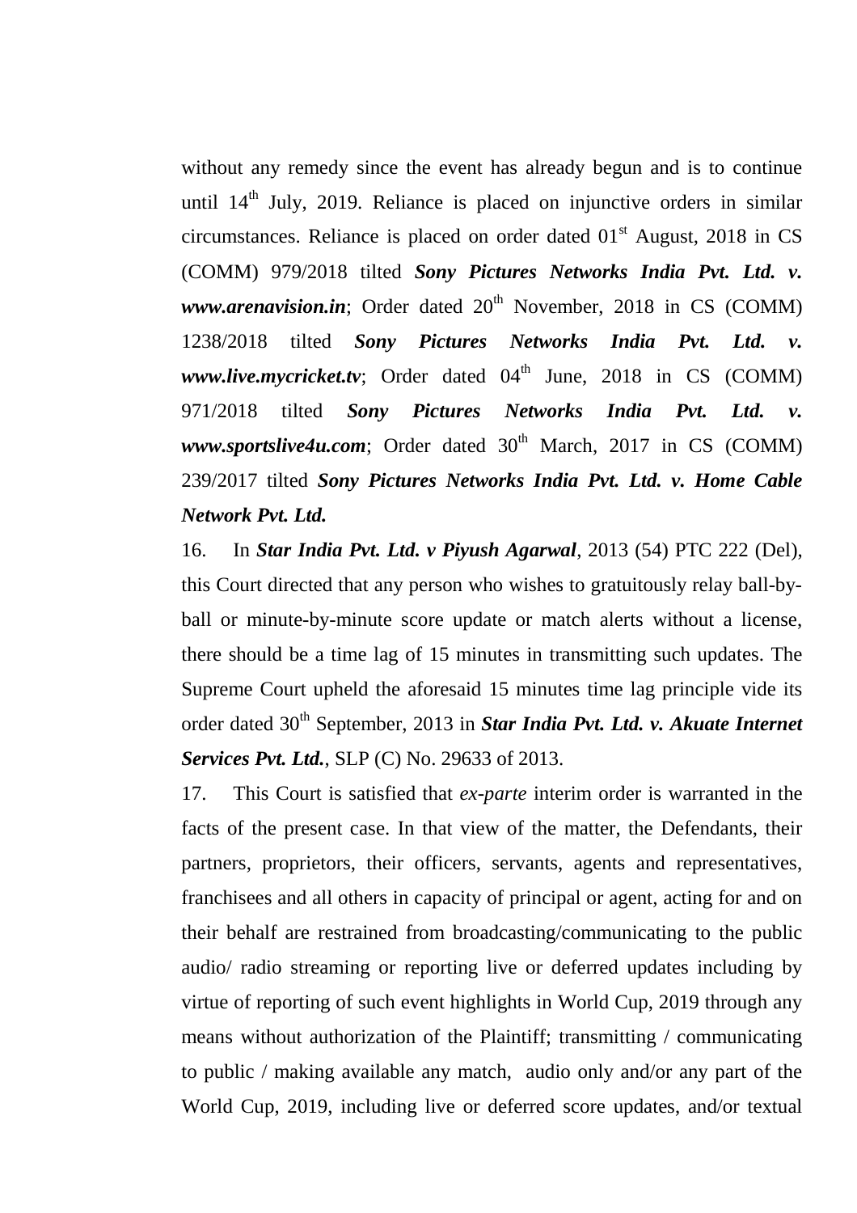without any remedy since the event has already begun and is to continue until 14th July, 2019. Reliance is placed on injunctive orders in similar circumstances. Reliance is placed on order dated 01st August, 2018 in CS (COMM) 979/2018 tilted ***Sony Pictures Networks India Pvt. Ltd. v. www.arenavision.in***; Order dated 20th November, 2018 in CS (COMM) 1238/2018 tilted ***Sony Pictures Networks India Pvt. Ltd. v. www.live.mycricket.tv***; Order dated 04th June, 2018 in CS (COMM) 971/2018 tilted ***Sony Pictures Networks India Pvt. Ltd. v. www.sportslive4u.com***; Order dated 30th March, 2017 in CS (COMM) 239/2017 tilted ***Sony Pictures Networks India Pvt. Ltd. v. Home Cable Network Pvt. Ltd.***

16. In ***Star India Pvt. Ltd. v Piyush Agarwal***, 2013 (54) PTC 222 (Del), this Court directed that any person who wishes to gratuitously relay ball-by-ball or minute-by-minute score update or match alerts without a license, there should be a time lag of 15 minutes in transmitting such updates. The Supreme Court upheld the aforesaid 15 minutes time lag principle vide its order dated 30th September, 2013 in ***Star India Pvt. Ltd. v. Akuate Internet Services Pvt. Ltd.***, SLP (C) No. 29633 of 2013.

17. This Court is satisfied that *ex-parte* interim order is warranted in the facts of the present case. In that view of the matter, the Defendants, their partners, proprietors, their officers, servants, agents and representatives, franchisees and all others in capacity of principal or agent, acting for and on their behalf are restrained from broadcasting/communicating to the public audio/ radio streaming or reporting live or deferred updates including by virtue of reporting of such event highlights in World Cup, 2019 through any means without authorization of the Plaintiff; transmitting / communicating to public / making available any match, audio only and/or any part of the World Cup, 2019, including live or deferred score updates, and/or textual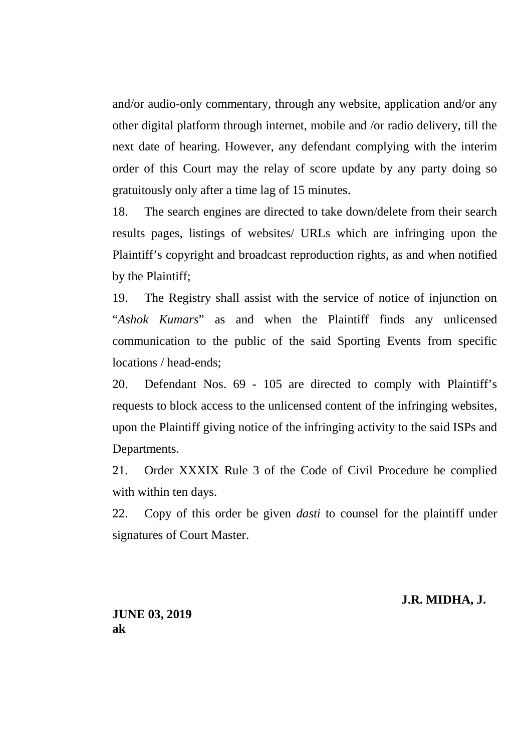and/or audio-only commentary, through any website, application and/or any other digital platform through internet, mobile and /or radio delivery, till the next date of hearing. However, any defendant complying with the interim order of this Court may the relay of score update by any party doing so gratuitously only after a time lag of 15 minutes.

18. The search engines are directed to take down/delete from their search results pages, listings of websites/ URLs which are infringing upon the Plaintiff's copyright and broadcast reproduction rights, as and when notified by the Plaintiff;

19. The Registry shall assist with the service of notice of injunction on "*Ashok Kumars*" as and when the Plaintiff finds any unlicensed communication to the public of the said Sporting Events from specific locations / head-ends;

20. Defendant Nos. 69 - 105 are directed to comply with Plaintiff's requests to block access to the unlicensed content of the infringing websites, upon the Plaintiff giving notice of the infringing activity to the said ISPs and Departments.

21. Order XXXIX Rule 3 of the Code of Civil Procedure be complied with within ten days.

22. Copy of this order be given *dasti* to counsel for the plaintiff under signatures of Court Master.

**J.R. MIDHA, J.**

**JUNE 03, 2019**
**ak**